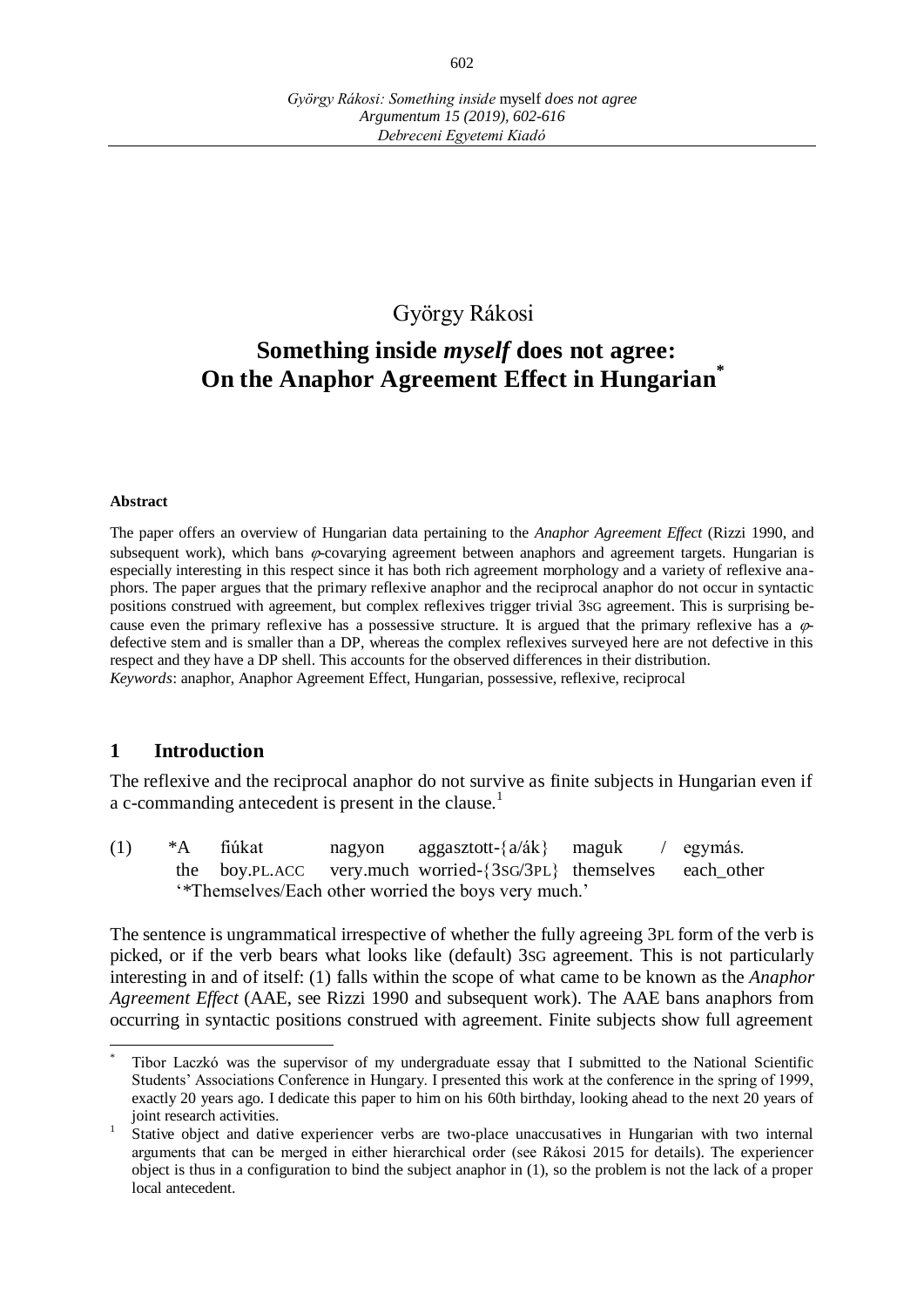György Rákosi

# Something inside *myself* does not agree: On the Anaphor Agreement Effect in Hungarian[*]

**Abstract**

The paper offers an overview of Hungarian data pertaining to the *Anaphor Agreement Effect* (Rizzi 1990, and subsequent work), which bans $\varphi$-covarying agreement between anaphors and agreement targets. Hungarian is especially interesting in this respect since it has both rich agreement morphology and a variety of reflexive anaphors. The paper argues that the primary reflexive anaphor and the reciprocal anaphor do not occur in syntactic positions construed with agreement, but complex reflexives trigger trivial 3SG agreement. This is surprising because even the primary reflexive has a possessive structure. It is argued that the primary reflexive has a $\varphi$-defective stem and is smaller than a DP, whereas the complex reflexives surveyed here are not defective in this respect and they have a DP shell. This accounts for the observed differences in their distribution.

*Keywords*: anaphor, Anaphor Agreement Effect, Hungarian, possessive, reflexive, reciprocal

## 1 Introduction

The reflexive and the reciprocal anaphor do not survive as finite subjects in Hungarian even if a c-commanding antecedent is present in the clause.[1]

(1) *A fiúkat nagyon aggasztott-{a/ák} maguk / egymás.
 the boy.PL.ACC very.much worried-{3SG/3PL} themselves each_other
 '*Themselves/Each other worried the boys very much.'

The sentence is ungrammatical irrespective of whether the fully agreeing 3PL form of the verb is picked, or if the verb bears what looks like (default) 3SG agreement. This is not particularly interesting in and of itself: (1) falls within the scope of what came to be known as the *Anaphor Agreement Effect* (AAE, see Rizzi 1990 and subsequent work). The AAE bans anaphors from occurring in syntactic positions construed with agreement. Finite subjects show full agreement

---

[*] Tibor Laczkó was the supervisor of my undergraduate essay that I submitted to the National Scientific Students' Associations Conference in Hungary. I presented this work at the conference in the spring of 1999, exactly 20 years ago. I dedicate this paper to him on his 60th birthday, looking ahead to the next 20 years of joint research activities.

[1] Stative object and dative experiencer verbs are two-place unaccusatives in Hungarian with two internal arguments that can be merged in either hierarchical order (see Rákosi 2015 for details). The experiencer object is thus in a configuration to bind the subject anaphor in (1), so the problem is not the lack of a proper local antecedent.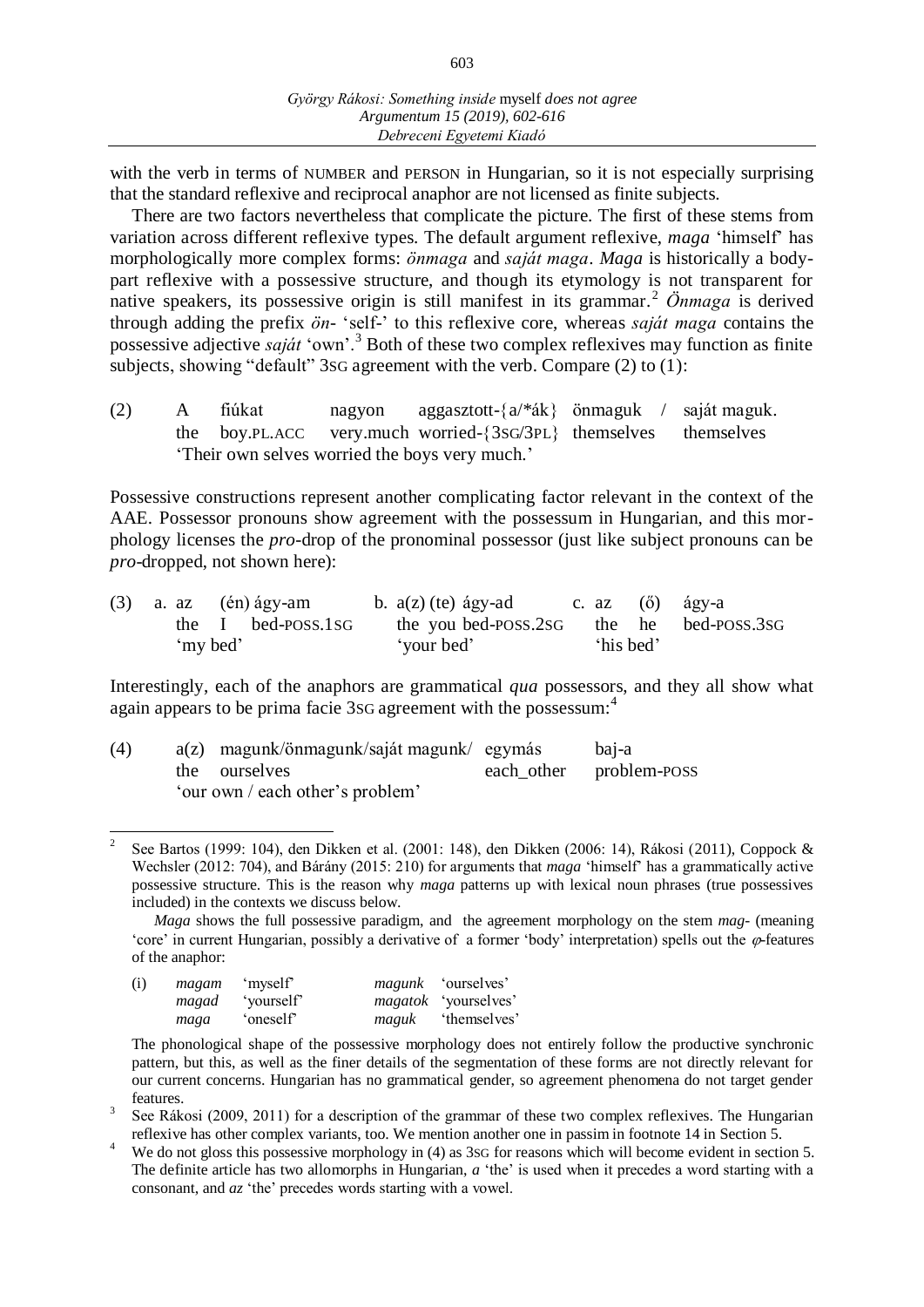with the verb in terms of NUMBER and PERSON in Hungarian, so it is not especially surprising that the standard reflexive and reciprocal anaphor are not licensed as finite subjects.

There are two factors nevertheless that complicate the picture. The first of these stems from variation across different reflexive types. The default argument reflexive, *maga* 'himself' has morphologically more complex forms: *önmaga* and *saját maga*. *Maga* is historically a body-part reflexive with a possessive structure, and though its etymology is not transparent for native speakers, its possessive origin is still manifest in its grammar.[2] *Önmaga* is derived through adding the prefix *ön-* 'self-' to this reflexive core, whereas *saját maga* contains the possessive adjective *saját* 'own'.[3] Both of these two complex reflexives may function as finite subjects, showing "default" 3SG agreement with the verb. Compare (2) to (1):

(2) A fiúkat nagyon aggasztott-{a/*ák} önmaguk / saját maguk.
the boy.PL.ACC very.much worried-{3SG/3PL} themselves themselves
'Their own selves worried the boys very much.'

Possessive constructions represent another complicating factor relevant in the context of the AAE. Possessor pronouns show agreement with the possessum in Hungarian, and this morphology licenses the *pro*-drop of the pronominal possessor (just like subject pronouns can be *pro*-dropped, not shown here):

(3) a. az (én) ágy-am
the I bed-POSS.1SG
'my bed'

b. a(z) (te) ágy-ad
the you bed-POSS.2SG
'your bed'

c. az (ő) ágy-a
the he bed-POSS.3SG
'his bed'

Interestingly, each of the anaphors are grammatical *qua* possessors, and they all show what again appears to be prima facie 3SG agreement with the possessum:[4]

(4) a(z) magunk/önmagunk/saját magunk/ egymás baj-a
the ourselves each_other problem-POSS
'our own / each other's problem'

---

[2] See Bartos (1999: 104), den Dikken et al. (2001: 148), den Dikken (2006: 14), Rákosi (2011), Coppock & Wechsler (2012: 704), and Bárány (2015: 210) for arguments that *maga* 'himself' has a grammatically active possessive structure. This is the reason why *maga* patterns up with lexical noun phrases (true possessives included) in the contexts we discuss below.

*Maga* shows the full possessive paradigm, and the agreement morphology on the stem *mag-* (meaning 'core' in current Hungarian, possibly a derivative of a former 'body' interpretation) spells out the $\varphi$-features of the anaphor:

(i)

| | | | |
|---|---|---|---|
| *magam* | 'myself' | *magunk* | 'ourselves' |
| *magad* | 'yourself' | *magatok* | 'yourselves' |
| *maga* | 'oneself' | *maguk* | 'themselves' |

The phonological shape of the possessive morphology does not entirely follow the productive synchronic pattern, but this, as well as the finer details of the segmentation of these forms are not directly relevant for our current concerns. Hungarian has no grammatical gender, so agreement phenomena do not target gender features.

[3] See Rákosi (2009, 2011) for a description of the grammar of these two complex reflexives. The Hungarian reflexive has other complex variants, too. We mention another one in passim in footnote 14 in Section 5.

[4] We do not gloss this possessive morphology in (4) as 3SG for reasons which will become evident in section 5. The definite article has two allomorphs in Hungarian, *a* 'the' is used when it precedes a word starting with a consonant, and *az* 'the' precedes words starting with a vowel.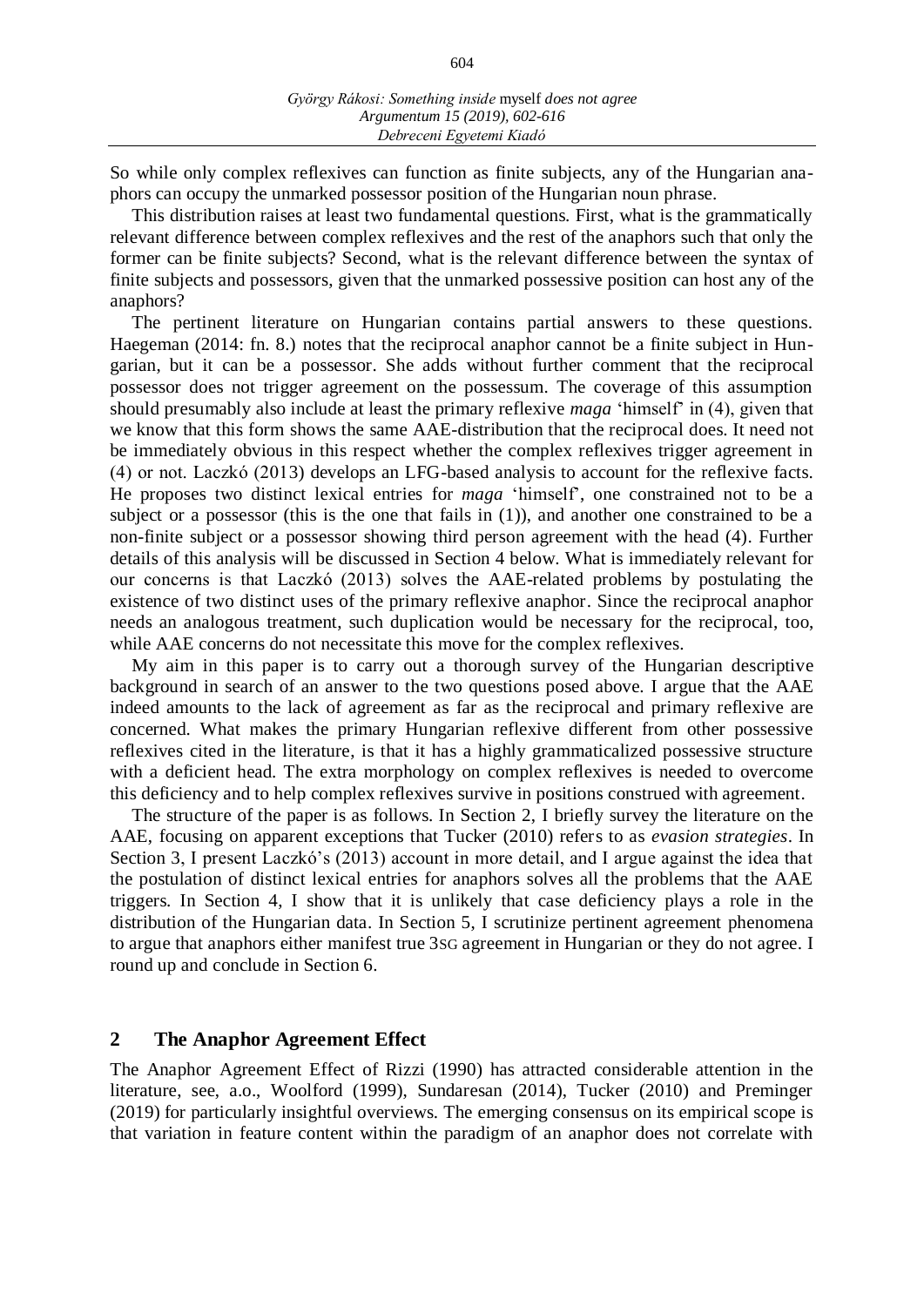So while only complex reflexives can function as finite subjects, any of the Hungarian anaphors can occupy the unmarked possessor position of the Hungarian noun phrase.

This distribution raises at least two fundamental questions. First, what is the grammatically relevant difference between complex reflexives and the rest of the anaphors such that only the former can be finite subjects? Second, what is the relevant difference between the syntax of finite subjects and possessors, given that the unmarked possessive position can host any of the anaphors?

The pertinent literature on Hungarian contains partial answers to these questions. Haegeman (2014: fn. 8.) notes that the reciprocal anaphor cannot be a finite subject in Hungarian, but it can be a possessor. She adds without further comment that the reciprocal possessor does not trigger agreement on the possessum. The coverage of this assumption should presumably also include at least the primary reflexive *maga* 'himself' in (4), given that we know that this form shows the same AAE-distribution that the reciprocal does. It need not be immediately obvious in this respect whether the complex reflexives trigger agreement in (4) or not. Laczkó (2013) develops an LFG-based analysis to account for the reflexive facts. He proposes two distinct lexical entries for *maga* 'himself', one constrained not to be a subject or a possessor (this is the one that fails in (1)), and another one constrained to be a non-finite subject or a possessor showing third person agreement with the head (4). Further details of this analysis will be discussed in Section 4 below. What is immediately relevant for our concerns is that Laczkó (2013) solves the AAE-related problems by postulating the existence of two distinct uses of the primary reflexive anaphor. Since the reciprocal anaphor needs an analogous treatment, such duplication would be necessary for the reciprocal, too, while AAE concerns do not necessitate this move for the complex reflexives.

My aim in this paper is to carry out a thorough survey of the Hungarian descriptive background in search of an answer to the two questions posed above. I argue that the AAE indeed amounts to the lack of agreement as far as the reciprocal and primary reflexive are concerned. What makes the primary Hungarian reflexive different from other possessive reflexives cited in the literature, is that it has a highly grammaticalized possessive structure with a deficient head. The extra morphology on complex reflexives is needed to overcome this deficiency and to help complex reflexives survive in positions construed with agreement.

The structure of the paper is as follows. In Section 2, I briefly survey the literature on the AAE, focusing on apparent exceptions that Tucker (2010) refers to as *evasion strategies*. In Section 3, I present Laczkó's (2013) account in more detail, and I argue against the idea that the postulation of distinct lexical entries for anaphors solves all the problems that the AAE triggers. In Section 4, I show that it is unlikely that case deficiency plays a role in the distribution of the Hungarian data. In Section 5, I scrutinize pertinent agreement phenomena to argue that anaphors either manifest true 3SG agreement in Hungarian or they do not agree. I round up and conclude in Section 6.

## 2 The Anaphor Agreement Effect

The Anaphor Agreement Effect of Rizzi (1990) has attracted considerable attention in the literature, see, a.o., Woolford (1999), Sundaresan (2014), Tucker (2010) and Preminger (2019) for particularly insightful overviews. The emerging consensus on its empirical scope is that variation in feature content within the paradigm of an anaphor does not correlate with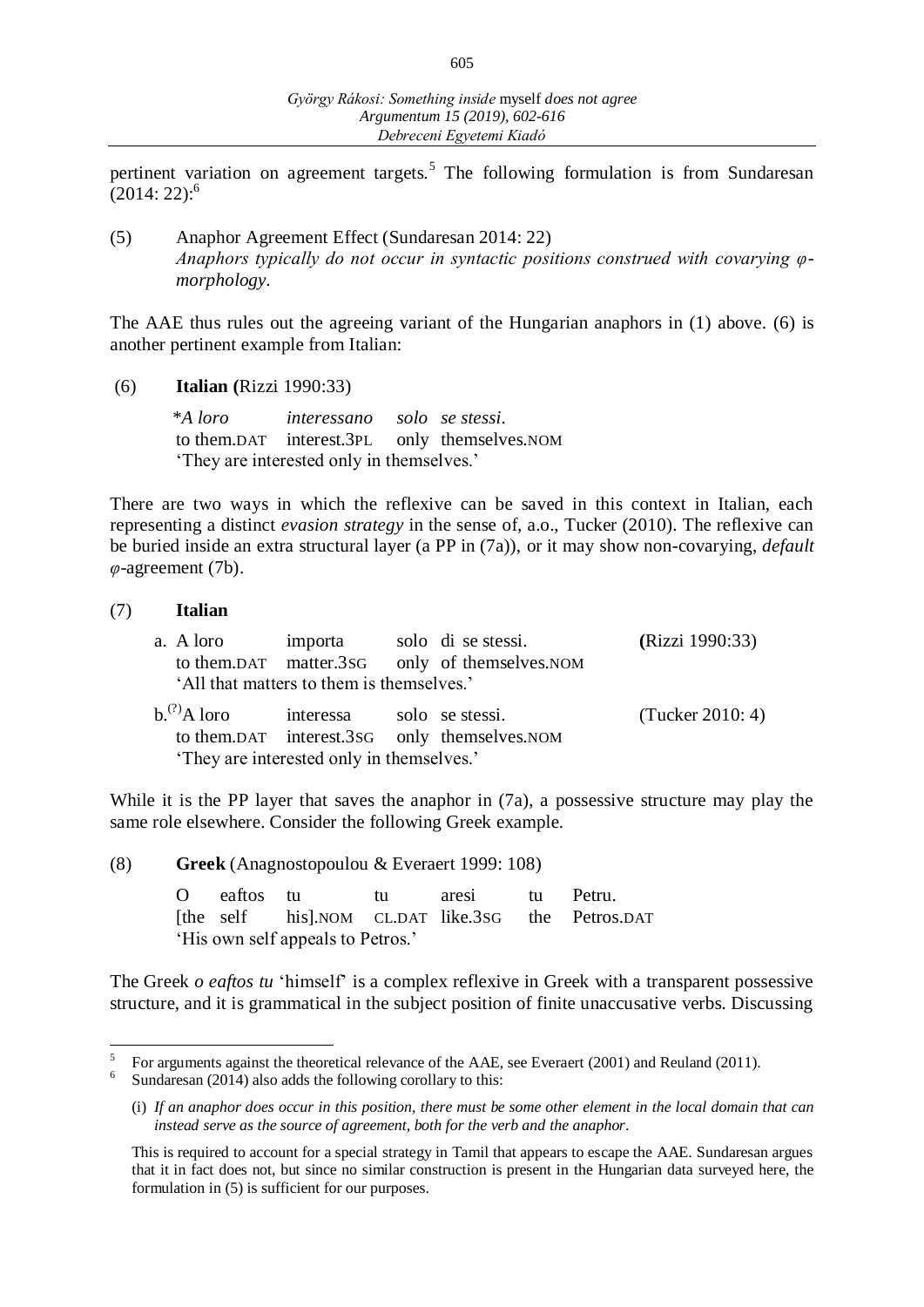pertinent variation on agreement targets.[5] The following formulation is from Sundaresan (2014: 22):[6]

(5) Anaphor Agreement Effect (Sundaresan 2014: 22)
*Anaphors typically do not occur in syntactic positions construed with covarying φ-morphology.*

The AAE thus rules out the agreeing variant of the Hungarian anaphors in (1) above. (6) is another pertinent example from Italian:

(6) **Italian (**Rizzi 1990:33)

| *A loro | *interessano* | *solo* | *se stessi*. |
|---|---|---|---|
| to them.DAT | interest.3PL | only | themselves.NOM |

'They are interested only in themselves.'

There are two ways in which the reflexive can be saved in this context in Italian, each representing a distinct *evasion strategy* in the sense of, a.o., Tucker (2010). The reflexive can be buried inside an extra structural layer (a PP in (7a)), or it may show non-covarying, *default* *φ*-agreement (7b).

(7) **Italian**

a. 

| A loro | importa | solo | di se stessi. | **(**Rizzi 1990:33) |
|---|---|---|---|---|
| to them.DAT | matter.3SG | only | of themselves.NOM | |

'All that matters to them is themselves.'

b.[(?)]

| A loro | interessa | solo | se stessi. | (Tucker 2010: 4) |
|---|---|---|---|---|
| to them.DAT | interest.3SG | only | themselves.NOM | |

'They are interested only in themselves.'

While it is the PP layer that saves the anaphor in (7a), a possessive structure may play the same role elsewhere. Consider the following Greek example.

(8) **Greek** (Anagnostopoulou & Everaert 1999: 108)

| O | eaftos | tu | tu | aresi | tu | Petru. |
|---|---|---|---|---|---|---|
| [the | self | his].NOM | CL.DAT | like.3SG | the | Petros.DAT |

'His own self appeals to Petros.'

The Greek *o eaftos tu* 'himself' is a complex reflexive in Greek with a transparent possessive structure, and it is grammatical in the subject position of finite unaccusative verbs. Discussing

---

[5] For arguments against the theoretical relevance of the AAE, see Everaert (2001) and Reuland (2011).

[6] Sundaresan (2014) also adds the following corollary to this:

(i) *If an anaphor does occur in this position, there must be some other element in the local domain that can instead serve as the source of agreement, both for the verb and the anaphor.*

This is required to account for a special strategy in Tamil that appears to escape the AAE. Sundaresan argues that it in fact does not, but since no similar construction is present in the Hungarian data surveyed here, the formulation in (5) is sufficient for our purposes.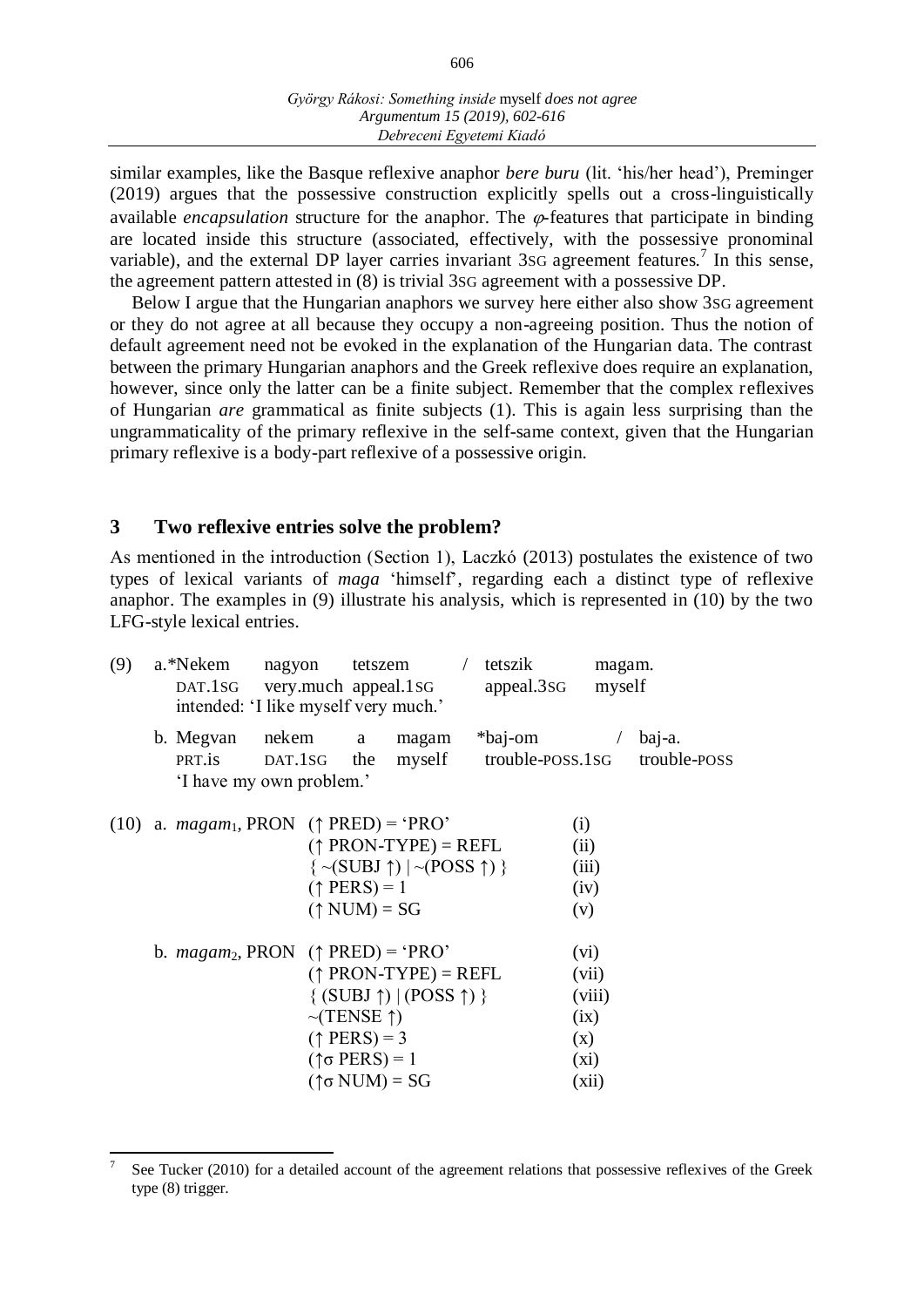similar examples, like the Basque reflexive anaphor *bere buru* (lit. 'his/her head'), Preminger (2019) argues that the possessive construction explicitly spells out a cross-linguistically available *encapsulation* structure for the anaphor. The $\varphi$-features that participate in binding are located inside this structure (associated, effectively, with the possessive pronominal variable), and the external DP layer carries invariant 3SG agreement features.[7] In this sense, the agreement pattern attested in (8) is trivial 3SG agreement with a possessive DP.

Below I argue that the Hungarian anaphors we survey here either also show 3SG agreement or they do not agree at all because they occupy a non-agreeing position. Thus the notion of default agreement need not be evoked in the explanation of the Hungarian data. The contrast between the primary Hungarian anaphors and the Greek reflexive does require an explanation, however, since only the latter can be a finite subject. Remember that the complex reflexives of Hungarian *are* grammatical as finite subjects (1). This is again less surprising than the ungrammaticality of the primary reflexive in the self-same context, given that the Hungarian primary reflexive is a body-part reflexive of a possessive origin.

## 3 Two reflexive entries solve the problem?

As mentioned in the introduction (Section 1), Laczkó (2013) postulates the existence of two types of lexical variants of *maga* 'himself', regarding each a distinct type of reflexive anaphor. The examples in (9) illustrate his analysis, which is represented in (10) by the two LFG-style lexical entries.

(9) a.*Nekem nagyon tetszem / tetszik magam.
   DAT.1SG very.much appeal.1SG appeal.3SG myself
   intended: 'I like myself very much.'

   b. Megvan nekem a magam *baj-om / baj-a.
   PRT.is DAT.1SG the myself trouble-POSS.1SG trouble-POSS
   'I have my own problem.'

(10) a. *magam*$_1$, PRON
   (↑ PRED) = 'PRO' (i)
   (↑ PRON-TYPE) = REFL (ii)
   { ~(SUBJ ↑) | ~(POSS ↑) } (iii)
   (↑ PERS) = 1 (iv)
   (↑ NUM) = SG (v)

   b. *magam*$_2$, PRON
   (↑ PRED) = 'PRO' (vi)
   (↑ PRON-TYPE) = REFL (vii)
   { (SUBJ ↑) | (POSS ↑) } (viii)
   ~(TENSE ↑) (ix)
   (↑ PERS) = 3 (x)
   (↑σ PERS) = 1 (xi)
   (↑σ NUM) = SG (xii)

[7] See Tucker (2010) for a detailed account of the agreement relations that possessive reflexives of the Greek type (8) trigger.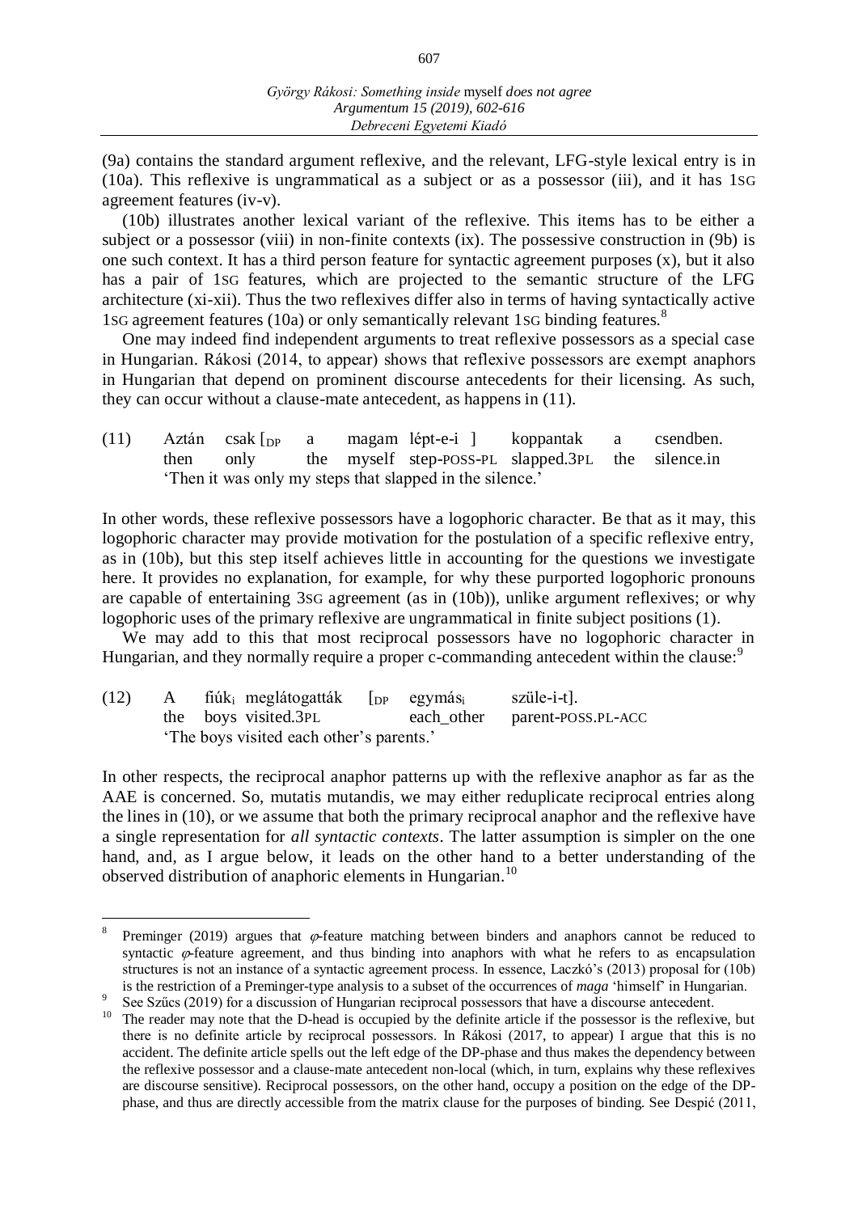(9a) contains the standard argument reflexive, and the relevant, LFG-style lexical entry is in (10a). This reflexive is ungrammatical as a subject or as a possessor (iii), and it has 1SG agreement features (iv-v).

(10b) illustrates another lexical variant of the reflexive. This items has to be either a subject or a possessor (viii) in non-finite contexts (ix). The possessive construction in (9b) is one such context. It has a third person feature for syntactic agreement purposes (x), but it also has a pair of 1SG features, which are projected to the semantic structure of the LFG architecture (xi-xii). Thus the two reflexives differ also in terms of having syntactically active 1SG agreement features (10a) or only semantically relevant 1SG binding features.[8]

One may indeed find independent arguments to treat reflexive possessors as a special case in Hungarian. Rákosi (2014, to appear) shows that reflexive possessors are exempt anaphors in Hungarian that depend on prominent discourse antecedents for their licensing. As such, they can occur without a clause-mate antecedent, as happens in (11).

(11) Aztán csak [$_{DP}$ a magam lépt-e-i ] koppantak a csendben.
then only the myself step-POSS-PL slapped.3PL the silence.in
'Then it was only my steps that slapped in the silence.'

In other words, these reflexive possessors have a logophoric character. Be that as it may, this logophoric character may provide motivation for the postulation of a specific reflexive entry, as in (10b), but this step itself achieves little in accounting for the questions we investigate here. It provides no explanation, for example, for why these purported logophoric pronouns are capable of entertaining 3SG agreement (as in (10b)), unlike argument reflexives; or why logophoric uses of the primary reflexive are ungrammatical in finite subject positions (1).

We may add to this that most reciprocal possessors have no logophoric character in Hungarian, and they normally require a proper c-commanding antecedent within the clause:[9]

(12) A fiúk$_i$ meglátogatták [$_{DP}$ egymás$_i$ szüle-i-t].
the boys visited.3PL each_other parent-POSS.PL-ACC
'The boys visited each other's parents.'

In other respects, the reciprocal anaphor patterns up with the reflexive anaphor as far as the AAE is concerned. So, mutatis mutandis, we may either reduplicate reciprocal entries along the lines in (10), or we assume that both the primary reciprocal anaphor and the reflexive have a single representation for *all syntactic contexts*. The latter assumption is simpler on the one hand, and, as I argue below, it leads on the other hand to a better understanding of the observed distribution of anaphoric elements in Hungarian.[10]

---

[8] Preminger (2019) argues that $\varphi$-feature matching between binders and anaphors cannot be reduced to syntactic $\varphi$-feature agreement, and thus binding into anaphors with what he refers to as encapsulation structures is not an instance of a syntactic agreement process. In essence, Laczkó's (2013) proposal for (10b) is the restriction of a Preminger-type analysis to a subset of the occurrences of *maga* 'himself' in Hungarian.

[9] See Szűcs (2019) for a discussion of Hungarian reciprocal possessors that have a discourse antecedent.

[10] The reader may note that the D-head is occupied by the definite article if the possessor is the reflexive, but there is no definite article by reciprocal possessors. In Rákosi (2017, to appear) I argue that this is no accident. The definite article spells out the left edge of the DP-phase and thus makes the dependency between the reflexive possessor and a clause-mate antecedent non-local (which, in turn, explains why these reflexives are discourse sensitive). Reciprocal possessors, on the other hand, occupy a position on the edge of the DP-phase, and thus are directly accessible from the matrix clause for the purposes of binding. See Despić (2011,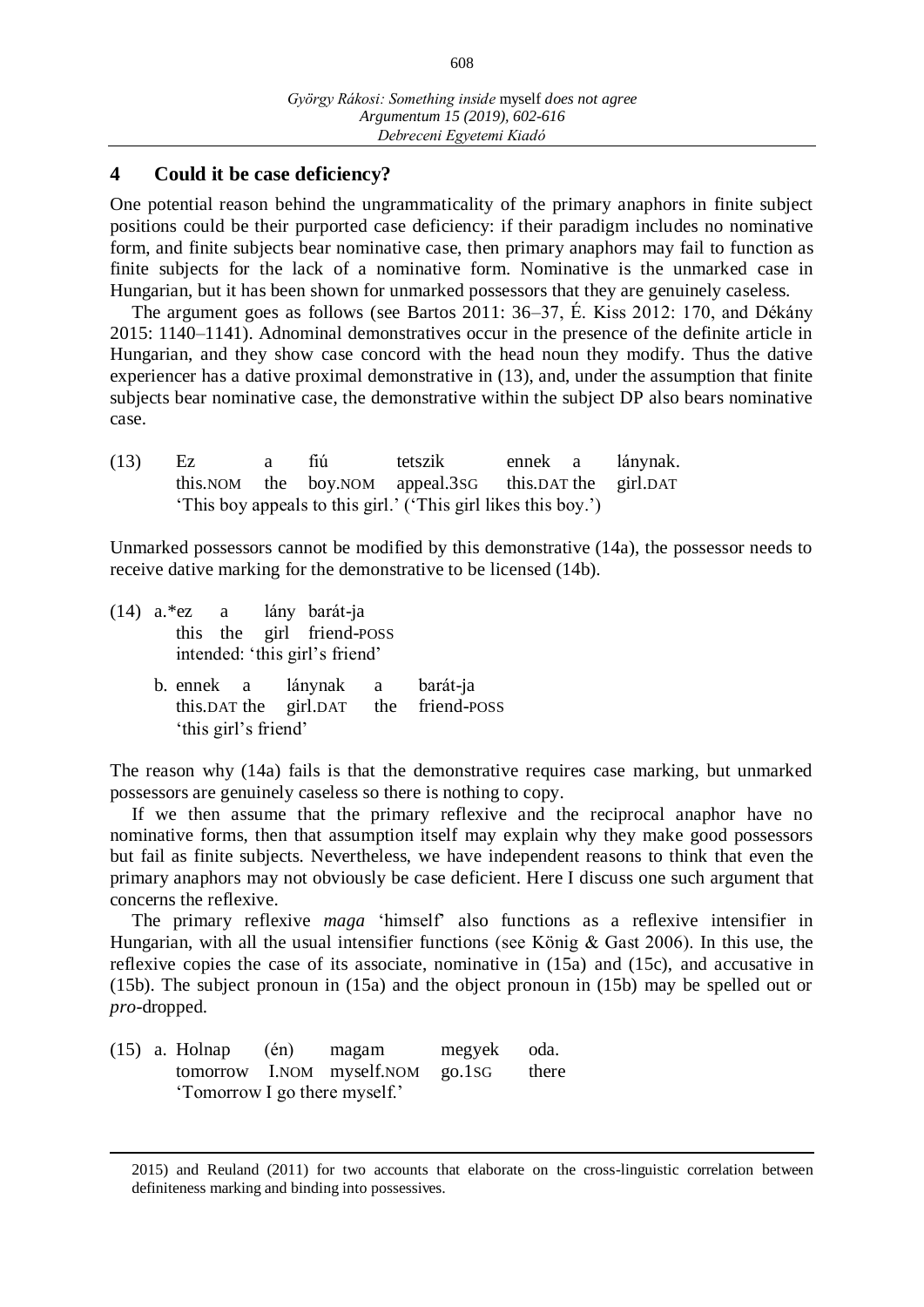## 4 Could it be case deficiency?

One potential reason behind the ungrammaticality of the primary anaphors in finite subject positions could be their purported case deficiency: if their paradigm includes no nominative form, and finite subjects bear nominative case, then primary anaphors may fail to function as finite subjects for the lack of a nominative form. Nominative is the unmarked case in Hungarian, but it has been shown for unmarked possessors that they are genuinely caseless.

The argument goes as follows (see Bartos 2011: 36–37, É. Kiss 2012: 170, and Dékány 2015: 1140–1141). Adnominal demonstratives occur in the presence of the definite article in Hungarian, and they show case concord with the head noun they modify. Thus the dative experiencer has a dative proximal demonstrative in (13), and, under the assumption that finite subjects bear nominative case, the demonstrative within the subject DP also bears nominative case.

(13) Ez a fiú tetszik ennek a lánynak.
this.NOM the boy.NOM appeal.3SG this.DAT the girl.DAT
'This boy appeals to this girl.' ('This girl likes this boy.')

Unmarked possessors cannot be modified by this demonstrative (14a), the possessor needs to receive dative marking for the demonstrative to be licensed (14b).

(14) a.*ez a lány barát-ja
this the girl friend-POSS
intended: 'this girl's friend'

b. ennek a lánynak a barát-ja
this.DAT the girl.DAT the friend-POSS
'this girl's friend'

The reason why (14a) fails is that the demonstrative requires case marking, but unmarked possessors are genuinely caseless so there is nothing to copy.

If we then assume that the primary reflexive and the reciprocal anaphor have no nominative forms, then that assumption itself may explain why they make good possessors but fail as finite subjects. Nevertheless, we have independent reasons to think that even the primary anaphors may not obviously be case deficient. Here I discuss one such argument that concerns the reflexive.

The primary reflexive *maga* 'himself' also functions as a reflexive intensifier in Hungarian, with all the usual intensifier functions (see König & Gast 2006). In this use, the reflexive copies the case of its associate, nominative in (15a) and (15c), and accusative in (15b). The subject pronoun in (15a) and the object pronoun in (15b) may be spelled out or *pro*-dropped.

(15) a. Holnap (én) magam megyek oda.
tomorrow I.NOM myself.NOM go.1SG there
'Tomorrow I go there myself.'

---

2015) and Reuland (2011) for two accounts that elaborate on the cross-linguistic correlation between definiteness marking and binding into possessives.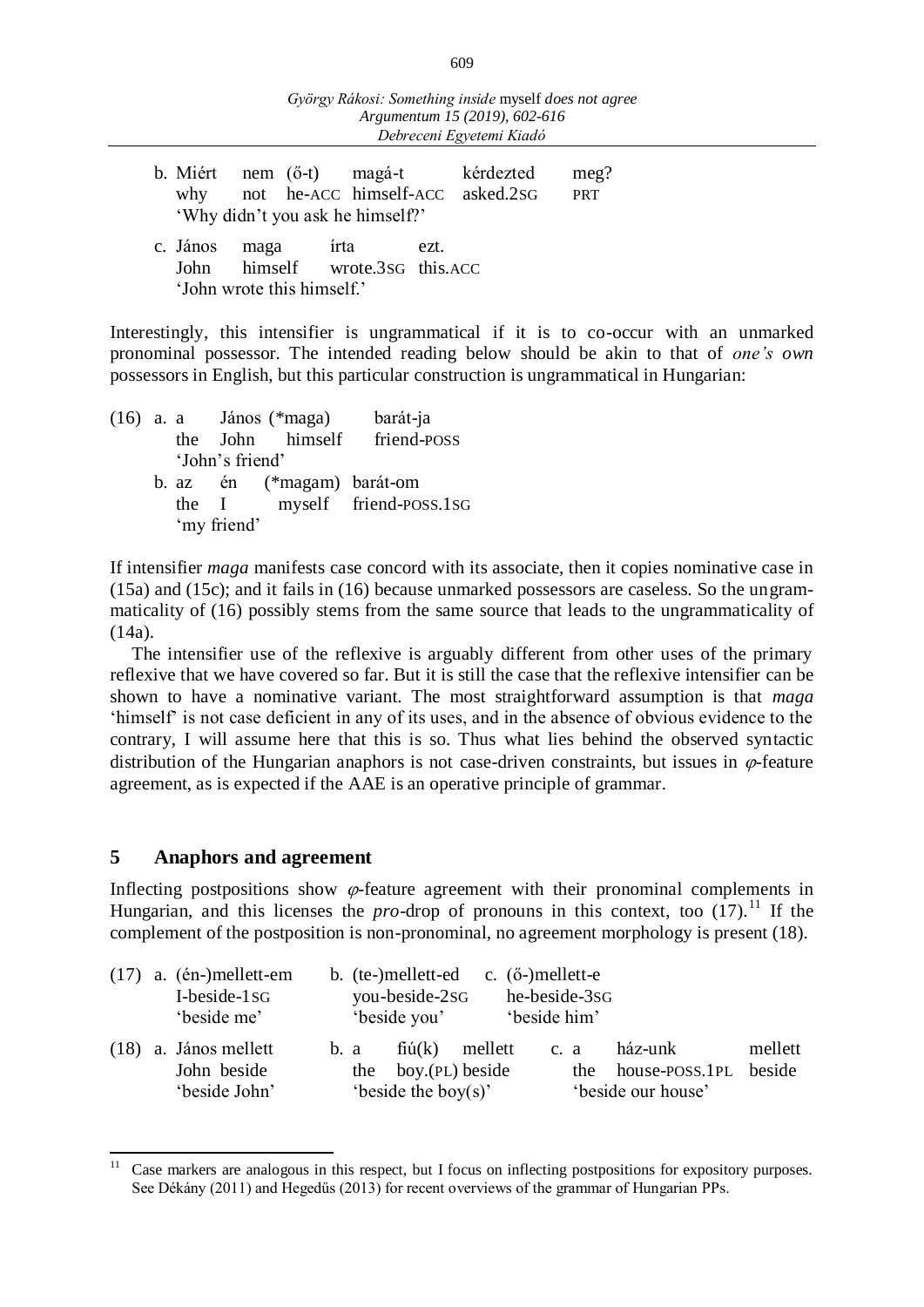b. Miért nem (ő-t) magá-t kérdezted meg?
   why not he-ACC himself-ACC asked.2SG PRT
   'Why didn't you ask he himself?'

c. János maga írta ezt.
   John himself wrote.3SG this.ACC
   'John wrote this himself.'

Interestingly, this intensifier is ungrammatical if it is to co-occur with an unmarked pronominal possessor. The intended reading below should be akin to that of *one's own* possessors in English, but this particular construction is ungrammatical in Hungarian:

(16) a. a János (*maga) barát-ja
   the John himself friend-POSS
   'John's friend'

   b. az én (*magam) barát-om
   the I myself friend-POSS.1SG
   'my friend'

If intensifier *maga* manifests case concord with its associate, then it copies nominative case in (15a) and (15c); and it fails in (16) because unmarked possessors are caseless. So the ungrammaticality of (16) possibly stems from the same source that leads to the ungrammaticality of (14a).

The intensifier use of the reflexive is arguably different from other uses of the primary reflexive that we have covered so far. But it is still the case that the reflexive intensifier can be shown to have a nominative variant. The most straightforward assumption is that *maga* 'himself' is not case deficient in any of its uses, and in the absence of obvious evidence to the contrary, I will assume here that this is so. Thus what lies behind the observed syntactic distribution of the Hungarian anaphors is not case-driven constraints, but issues in $\varphi$-feature agreement, as is expected if the AAE is an operative principle of grammar.

## 5 Anaphors and agreement

Inflecting postpositions show $\varphi$-feature agreement with their pronominal complements in Hungarian, and this licenses the *pro*-drop of pronouns in this context, too (17).[11] If the complement of the postposition is non-pronominal, no agreement morphology is present (18).

(17) a. (én-)mellett-em
   I-beside-1SG
   'beside me'

   b. (te-)mellett-ed
   you-beside-2SG
   'beside you'

   c. (ő-)mellett-e
   he-beside-3SG
   'beside him'

(18) a. János mellett
   John beside
   'beside John'

   b. a fiú(k) mellett
   the boy.(PL) beside
   'beside the boy(s)'

   c. a ház-unk mellett
   the house-POSS.1PL beside
   'beside our house'

---

[11] Case markers are analogous in this respect, but I focus on inflecting postpositions for expository purposes. See Dékány (2011) and Hegedűs (2013) for recent overviews of the grammar of Hungarian PPs.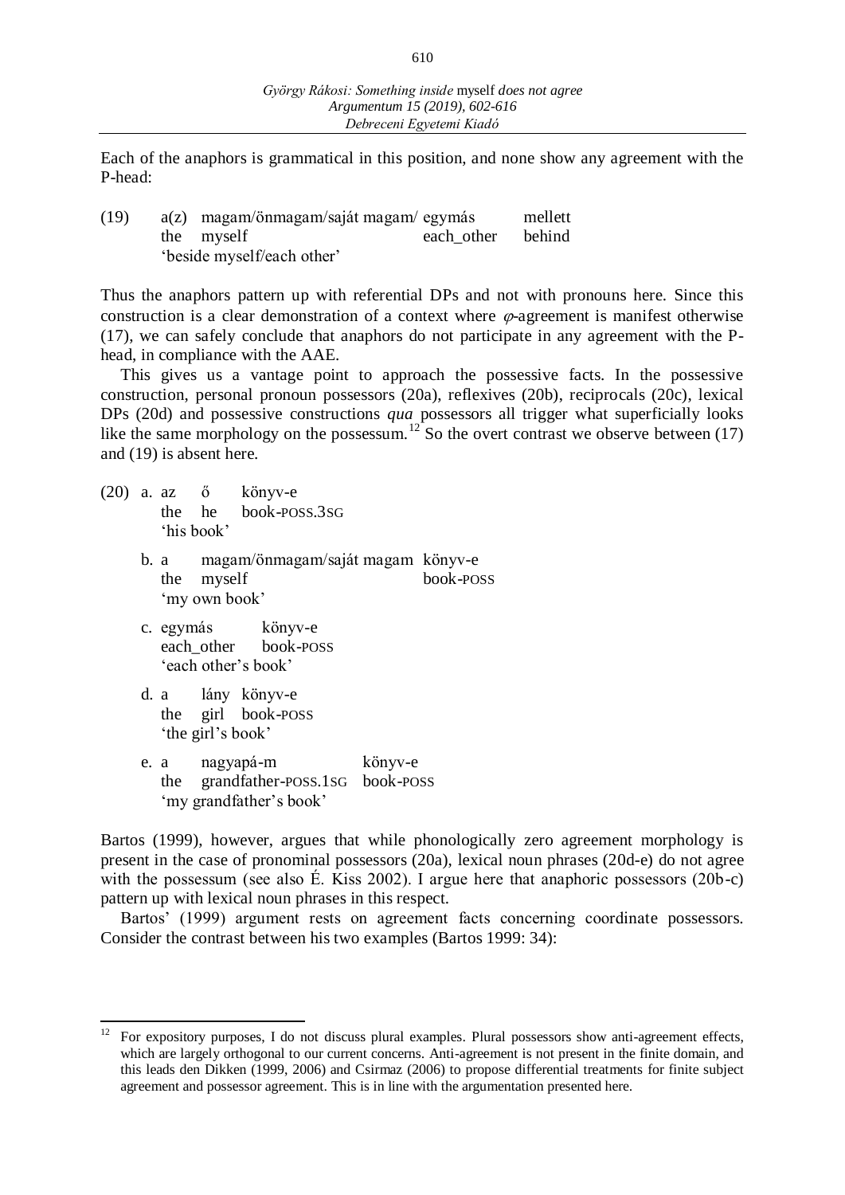Each of the anaphors is grammatical in this position, and none show any agreement with the P-head:

```
(19)    a(z)  magam/önmagam/saját magam/ egymás       mellett
        the   myself                     each_other   behind
        'beside myself/each other'
```

Thus the anaphors pattern up with referential DPs and not with pronouns here. Since this construction is a clear demonstration of a context where $\varphi$-agreement is manifest otherwise (17), we can safely conclude that anaphors do not participate in any agreement with the P-head, in compliance with the AAE.

This gives us a vantage point to approach the possessive facts. In the possessive construction, personal pronoun possessors (20a), reflexives (20b), reciprocals (20c), lexical DPs (20d) and possessive constructions *qua* possessors all trigger what superficially looks like the same morphology on the possessum.[12] So the overt contrast we observe between (17) and (19) is absent here.

```
(20)  a. az    ő     könyv-e
         the   he    book-POSS.3SG
         'his book'

      b. a     magam/önmagam/saját magam  könyv-e
         the   myself                      book-POSS
         'my own book'

      c. egymás      könyv-e
         each_other  book-POSS
         'each other's book'

      d. a     lány  könyv-e
         the   girl  book-POSS
         'the girl's book'

      e. a     nagyapá-m             könyv-e
         the   grandfather-POSS.1SG  book-POSS
         'my grandfather's book'
```

Bartos (1999), however, argues that while phonologically zero agreement morphology is present in the case of pronominal possessors (20a), lexical noun phrases (20d-e) do not agree with the possessum (see also É. Kiss 2002). I argue here that anaphoric possessors (20b-c) pattern up with lexical noun phrases in this respect.

Bartos' (1999) argument rests on agreement facts concerning coordinate possessors. Consider the contrast between his two examples (Bartos 1999: 34):

---

[12] For expository purposes, I do not discuss plural examples. Plural possessors show anti-agreement effects, which are largely orthogonal to our current concerns. Anti-agreement is not present in the finite domain, and this leads den Dikken (1999, 2006) and Csirmaz (2006) to propose differential treatments for finite subject agreement and possessor agreement. This is in line with the argumentation presented here.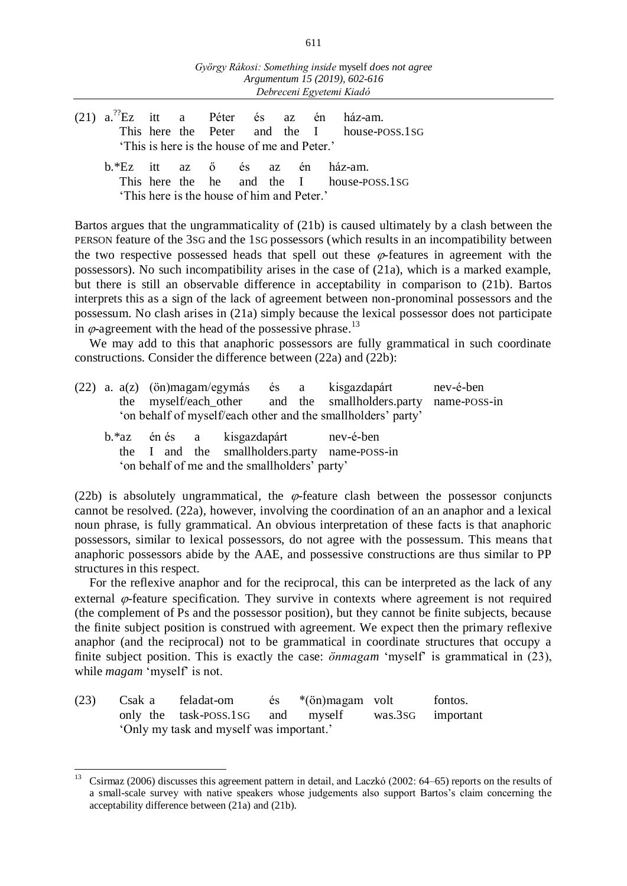(21) a.[??]Ez itt a Péter és az én ház-am.
This here the Peter and the I house-POSS.1SG
'This is here is the house of me and Peter.'

b.*Ez itt az ő és az én ház-am.
This here the he and the I house-POSS.1SG
'This here is the house of him and Peter.'

Bartos argues that the ungrammaticality of (21b) is caused ultimately by a clash between the PERSON feature of the 3SG and the 1SG possessors (which results in an incompatibility between the two respective possessed heads that spell out these $\varphi$-features in agreement with the possessors). No such incompatibility arises in the case of (21a), which is a marked example, but there is still an observable difference in acceptability in comparison to (21b). Bartos interprets this as a sign of the lack of agreement between non-pronominal possessors and the possessum. No clash arises in (21a) simply because the lexical possessor does not participate in $\varphi$-agreement with the head of the possessive phrase.[13]

We may add to this that anaphoric possessors are fully grammatical in such coordinate constructions. Consider the difference between (22a) and (22b):

(22) a. a(z) (ön)magam/egymás és a kisgazdapárt nev-é-ben
the myself/each_other and the smallholders.party name-POSS-in
'on behalf of myself/each other and the smallholders' party'

b.*az én és a kisgazdapárt nev-é-ben
the I and the smallholders.party name-POSS-in
'on behalf of me and the smallholders' party'

(22b) is absolutely ungrammatical, the $\varphi$-feature clash between the possessor conjuncts cannot be resolved. (22a), however, involving the coordination of an an anaphor and a lexical noun phrase, is fully grammatical. An obvious interpretation of these facts is that anaphoric possessors, similar to lexical possessors, do not agree with the possessum. This means that anaphoric possessors abide by the AAE, and possessive constructions are thus similar to PP structures in this respect.

For the reflexive anaphor and for the reciprocal, this can be interpreted as the lack of any external $\varphi$-feature specification. They survive in contexts where agreement is not required (the complement of Ps and the possessor position), but they cannot be finite subjects, because the finite subject position is construed with agreement. We expect then the primary reflexive anaphor (and the reciprocal) not to be grammatical in coordinate structures that occupy a finite subject position. This is exactly the case: *önmagam* 'myself' is grammatical in (23), while *magam* 'myself' is not.

(23) Csak a feladat-om és *(ön)magam volt fontos.
only the task-POSS.1SG and myself was.3SG important
'Only my task and myself was important.'

---

[13] Csirmaz (2006) discusses this agreement pattern in detail, and Laczkó (2002: 64–65) reports on the results of a small-scale survey with native speakers whose judgements also support Bartos's claim concerning the acceptability difference between (21a) and (21b).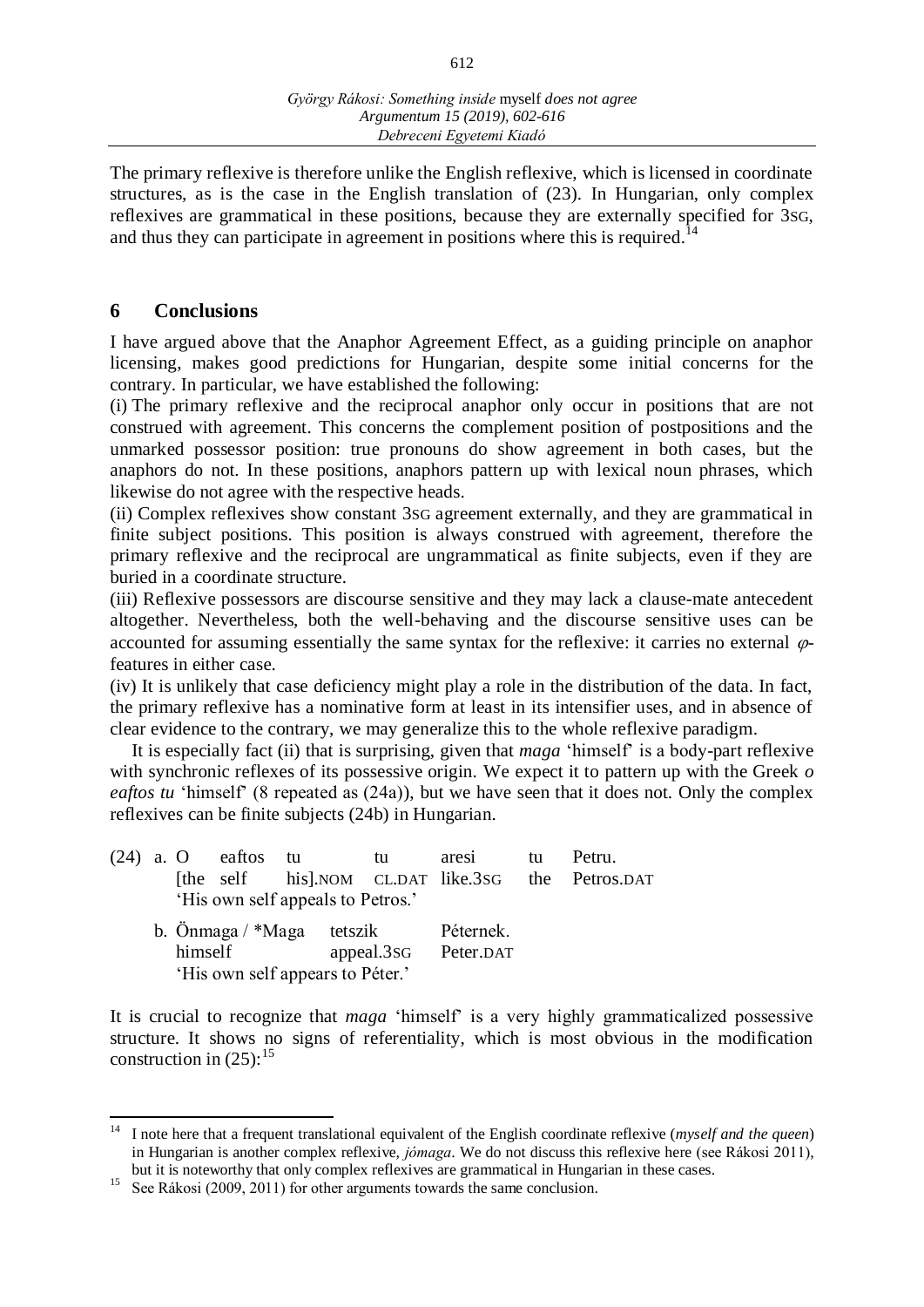The primary reflexive is therefore unlike the English reflexive, which is licensed in coordinate structures, as is the case in the English translation of (23). In Hungarian, only complex reflexives are grammatical in these positions, because they are externally specified for 3SG, and thus they can participate in agreement in positions where this is required.[14]

## 6 Conclusions

I have argued above that the Anaphor Agreement Effect, as a guiding principle on anaphor licensing, makes good predictions for Hungarian, despite some initial concerns for the contrary. In particular, we have established the following:

(i) The primary reflexive and the reciprocal anaphor only occur in positions that are not construed with agreement. This concerns the complement position of postpositions and the unmarked possessor position: true pronouns do show agreement in both cases, but the anaphors do not. In these positions, anaphors pattern up with lexical noun phrases, which likewise do not agree with the respective heads.

(ii) Complex reflexives show constant 3SG agreement externally, and they are grammatical in finite subject positions. This position is always construed with agreement, therefore the primary reflexive and the reciprocal are ungrammatical as finite subjects, even if they are buried in a coordinate structure.

(iii) Reflexive possessors are discourse sensitive and they may lack a clause-mate antecedent altogether. Nevertheless, both the well-behaving and the discourse sensitive uses can be accounted for assuming essentially the same syntax for the reflexive: it carries no external $\varphi$-features in either case.

(iv) It is unlikely that case deficiency might play a role in the distribution of the data. In fact, the primary reflexive has a nominative form at least in its intensifier uses, and in absence of clear evidence to the contrary, we may generalize this to the whole reflexive paradigm.

It is especially fact (ii) that is surprising, given that *maga* 'himself' is a body-part reflexive with synchronic reflexes of its possessive origin. We expect it to pattern up with the Greek *o eaftos tu* 'himself' (8 repeated as (24a)), but we have seen that it does not. Only the complex reflexives can be finite subjects (24b) in Hungarian.

(24) a. O eaftos tu tu aresi tu Petru.
[the self his].NOM CL.DAT like.3SG the Petros.DAT
'His own self appeals to Petros.'

b. Önmaga / *Maga tetszik Péternek.
himself appeal.3SG Peter.DAT
'His own self appears to Péter.'

It is crucial to recognize that *maga* 'himself' is a very highly grammaticalized possessive structure. It shows no signs of referentiality, which is most obvious in the modification construction in (25):[15]

---

[14] I note here that a frequent translational equivalent of the English coordinate reflexive (*myself and the queen*) in Hungarian is another complex reflexive, *jómaga*. We do not discuss this reflexive here (see Rákosi 2011), but it is noteworthy that only complex reflexives are grammatical in Hungarian in these cases.

[15] See Rákosi (2009, 2011) for other arguments towards the same conclusion.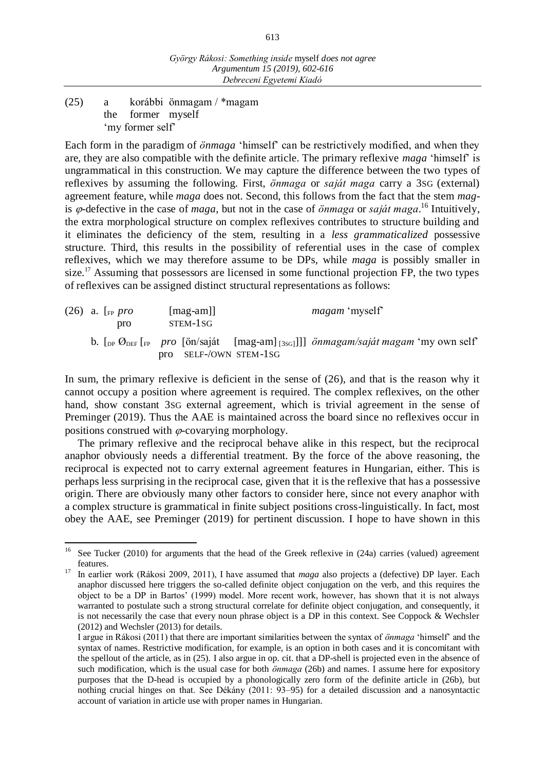(25) a korábbi önmagam / *magam
the former myself
'my former self'

Each form in the paradigm of *önmaga* 'himself' can be restrictively modified, and when they are, they are also compatible with the definite article. The primary reflexive *maga* 'himself' is ungrammatical in this construction. We may capture the difference between the two types of reflexives by assuming the following. First, *önmaga* or *saját maga* carry a 3SG (external) agreement feature, while *maga* does not. Second, this follows from the fact that the stem *mag-* is $\varphi$-defective in the case of *maga*, but not in the case of *önmaga* or *saját maga*.[16] Intuitively, the extra morphological structure on complex reflexives contributes to structure building and it eliminates the deficiency of the stem, resulting in a *less grammaticalized* possessive structure. Third, this results in the possibility of referential uses in the case of complex reflexives, which we may therefore assume to be DPs, while *maga* is possibly smaller in size.[17] Assuming that possessors are licensed in some functional projection FP, the two types of reflexives can be assigned distinct structural representations as follows:

(26) a. [$_{FP}$ *pro* [mag-am]] *magam* 'myself'
pro STEM-1SG

b. [$_{DP}$ Ø$_{DEF}$ [$_{FP}$ *pro* [ön/saját [mag-am]$_{[3SG]}$]]] *önmagam/saját magam* 'my own self'
pro SELF-/OWN STEM-1SG

In sum, the primary reflexive is deficient in the sense of (26), and that is the reason why it cannot occupy a position where agreement is required. The complex reflexives, on the other hand, show constant 3SG external agreement, which is trivial agreement in the sense of Preminger (2019). Thus the AAE is maintained across the board since no reflexives occur in positions construed with $\varphi$-covarying morphology.

The primary reflexive and the reciprocal behave alike in this respect, but the reciprocal anaphor obviously needs a differential treatment. By the force of the above reasoning, the reciprocal is expected not to carry external agreement features in Hungarian, either. This is perhaps less surprising in the reciprocal case, given that it is the reflexive that has a possessive origin. There are obviously many other factors to consider here, since not every anaphor with a complex structure is grammatical in finite subject positions cross-linguistically. In fact, most obey the AAE, see Preminger (2019) for pertinent discussion. I hope to have shown in this

---

[16] See Tucker (2010) for arguments that the head of the Greek reflexive in (24a) carries (valued) agreement features.

[17] In earlier work (Rákosi 2009, 2011), I have assumed that *maga* also projects a (defective) DP layer. Each anaphor discussed here triggers the so-called definite object conjugation on the verb, and this requires the object to be a DP in Bartos' (1999) model. More recent work, however, has shown that it is not always warranted to postulate such a strong structural correlate for definite object conjugation, and consequently, it is not necessarily the case that every noun phrase object is a DP in this context. See Coppock & Wechsler (2012) and Wechsler (2013) for details.

I argue in Rákosi (2011) that there are important similarities between the syntax of *önmaga* 'himself' and the syntax of names. Restrictive modification, for example, is an option in both cases and it is concomitant with the spellout of the article, as in (25). I also argue in op. cit. that a DP-shell is projected even in the absence of such modification, which is the usual case for both *önmaga* (26b) and names. I assume here for expository purposes that the D-head is occupied by a phonologically zero form of the definite article in (26b), but nothing crucial hinges on that. See Dékány (2011: 93–95) for a detailed discussion and a nanosyntactic account of variation in article use with proper names in Hungarian.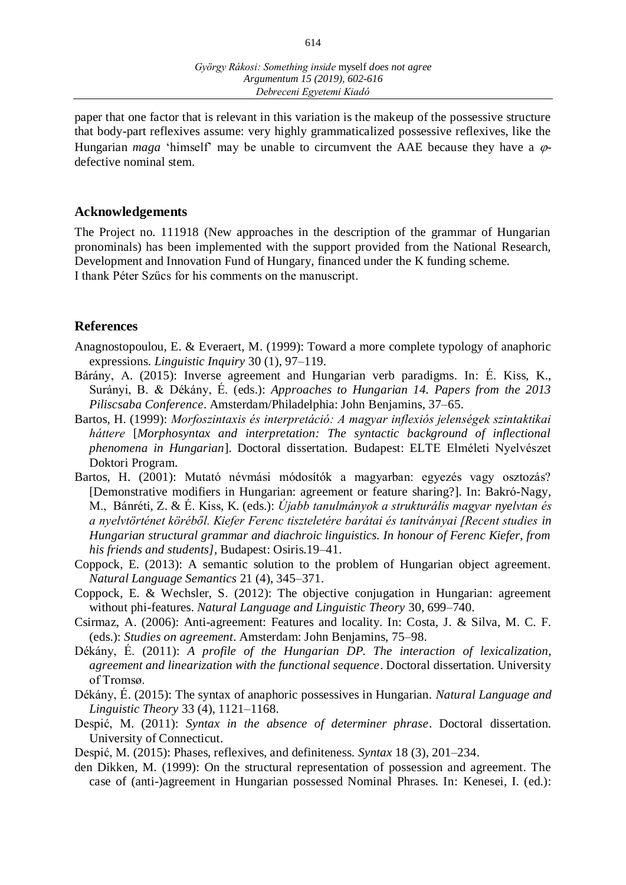paper that one factor that is relevant in this variation is the makeup of the possessive structure that body-part reflexives assume: very highly grammaticalized possessive reflexives, like the Hungarian *maga* 'himself' may be unable to circumvent the AAE because they have a $\varphi$-defective nominal stem.

## Acknowledgements

The Project no. 111918 (New approaches in the description of the grammar of Hungarian pronominals) has been implemented with the support provided from the National Research, Development and Innovation Fund of Hungary, financed under the K funding scheme.
I thank Péter Szűcs for his comments on the manuscript.

## References

Anagnostopoulou, E. & Everaert, M. (1999): Toward a more complete typology of anaphoric expressions. *Linguistic Inquiry* 30 (1), 97–119.

Bárány, A. (2015): Inverse agreement and Hungarian verb paradigms. In: É. Kiss, K., Surányi, B. & Dékány, É. (eds.): *Approaches to Hungarian 14. Papers from the 2013 Piliscsaba Conference*. Amsterdam/Philadelphia: John Benjamins, 37–65.

Bartos, H. (1999): *Morfoszintaxis és interpretáció: A magyar inflexiós jelenségek szintaktikai háttere* [*Morphosyntax and interpretation: The syntactic background of inflectional phenomena in Hungarian*]. Doctoral dissertation. Budapest: ELTE Elméleti Nyelvészet Doktori Program.

Bartos, H. (2001): Mutató névmási módosítók a magyarban: egyezés vagy osztozás? [Demonstrative modifiers in Hungarian: agreement or feature sharing?]. In: Bakró-Nagy, M., Bánréti, Z. & É. Kiss, K. (eds.): *Újabb tanulmányok a strukturális magyar nyelvtan és a nyelvtörténet köréből. Kiefer Ferenc tiszteletére barátai és tanítványai [Recent studies in Hungarian structural grammar and diachroic linguistics. In honour of Ferenc Kiefer, from his friends and students]*, Budapest: Osiris.19–41.

Coppock, E. (2013): A semantic solution to the problem of Hungarian object agreement. *Natural Language Semantics* 21 (4), 345–371.

Coppock, E. & Wechsler, S. (2012): The objective conjugation in Hungarian: agreement without phi-features. *Natural Language and Linguistic Theory* 30, 699–740.

Csirmaz, A. (2006): Anti-agreement: Features and locality. In: Costa, J. & Silva, M. C. F. (eds.): *Studies on agreement*. Amsterdam: John Benjamins, 75–98.

Dékány, É. (2011): *A profile of the Hungarian DP. The interaction of lexicalization, agreement and linearization with the functional sequence*. Doctoral dissertation. University of Tromsø.

Dékány, É. (2015): The syntax of anaphoric possessives in Hungarian. *Natural Language and Linguistic Theory* 33 (4), 1121–1168.

Despić, M. (2011): *Syntax in the absence of determiner phrase*. Doctoral dissertation. University of Connecticut.

Despić, M. (2015): Phases, reflexives, and definiteness. *Syntax* 18 (3), 201–234.

den Dikken, M. (1999): On the structural representation of possession and agreement. The case of (anti-)agreement in Hungarian possessed Nominal Phrases. In: Kenesei, I. (ed.):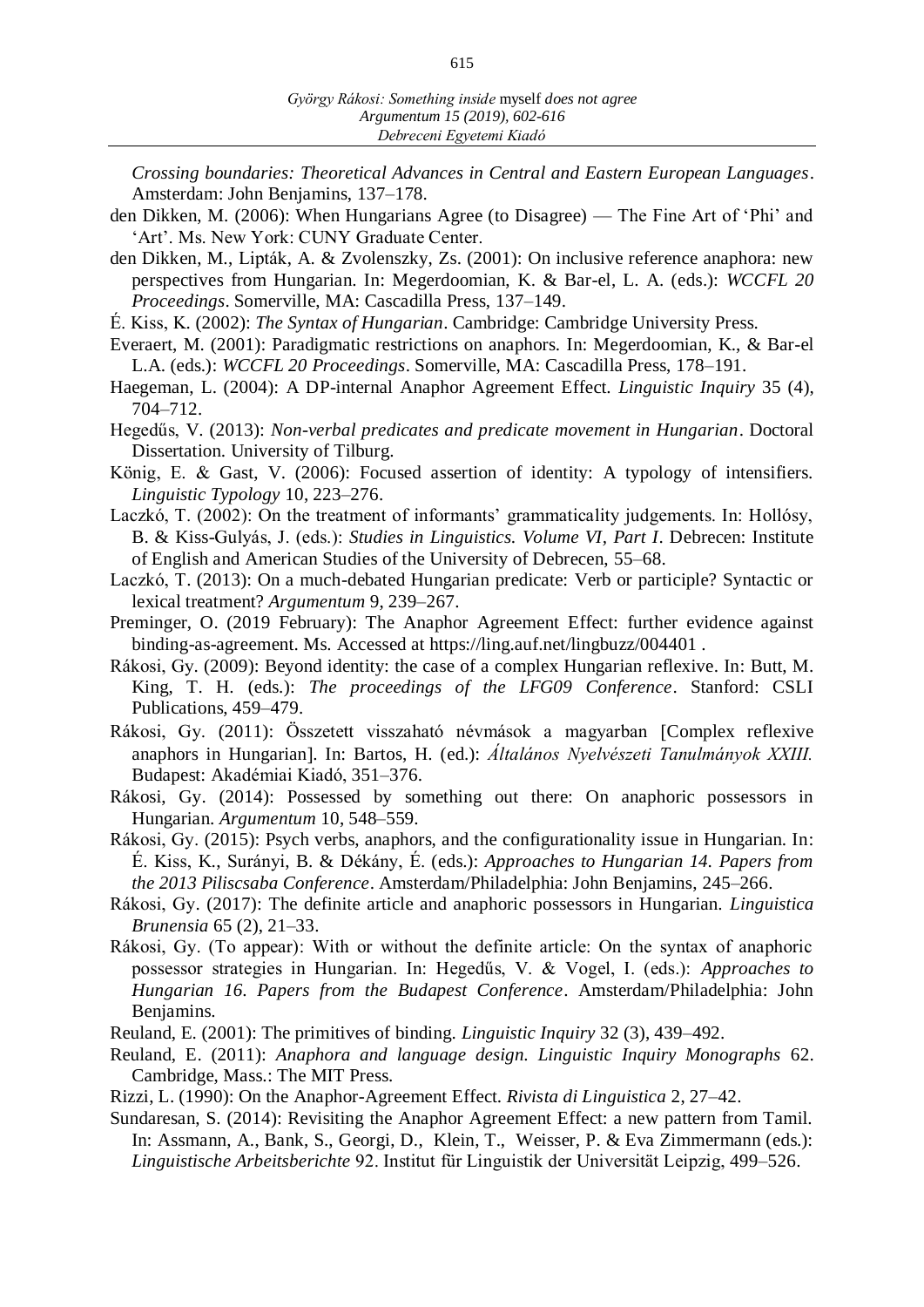*Crossing boundaries: Theoretical Advances in Central and Eastern European Languages*. Amsterdam: John Benjamins, 137–178.

den Dikken, M. (2006): When Hungarians Agree (to Disagree) — The Fine Art of 'Phi' and 'Art'. Ms. New York: CUNY Graduate Center.

den Dikken, M., Lipták, A. & Zvolenszky, Zs. (2001): On inclusive reference anaphora: new perspectives from Hungarian. In: Megerdoomian, K. & Bar-el, L. A. (eds.): *WCCFL 20 Proceedings*. Somerville, MA: Cascadilla Press, 137–149.

É. Kiss, K. (2002): *The Syntax of Hungarian*. Cambridge: Cambridge University Press.

Everaert, M. (2001): Paradigmatic restrictions on anaphors. In: Megerdoomian, K., & Bar-el L.A. (eds.): *WCCFL 20 Proceedings*. Somerville, MA: Cascadilla Press, 178–191.

Haegeman, L. (2004): A DP-internal Anaphor Agreement Effect. *Linguistic Inquiry* 35 (4), 704–712.

Hegedűs, V. (2013): *Non-verbal predicates and predicate movement in Hungarian*. Doctoral Dissertation. University of Tilburg.

König, E. & Gast, V. (2006): Focused assertion of identity: A typology of intensifiers. *Linguistic Typology* 10, 223–276.

Laczkó, T. (2002): On the treatment of informants' grammaticality judgements. In: Hollósy, B. & Kiss-Gulyás, J. (eds.): *Studies in Linguistics. Volume VI, Part I*. Debrecen: Institute of English and American Studies of the University of Debrecen, 55–68.

Laczkó, T. (2013): On a much-debated Hungarian predicate: Verb or participle? Syntactic or lexical treatment? *Argumentum* 9, 239–267.

Preminger, O. (2019 February): The Anaphor Agreement Effect: further evidence against binding-as-agreement. Ms. Accessed at https://ling.auf.net/lingbuzz/004401 .

Rákosi, Gy. (2009): Beyond identity: the case of a complex Hungarian reflexive. In: Butt, M. King, T. H. (eds.): *The proceedings of the LFG09 Conference*. Stanford: CSLI Publications, 459–479.

Rákosi, Gy. (2011): Összetett visszaható névmások a magyarban [Complex reflexive anaphors in Hungarian]. In: Bartos, H. (ed.): *Általános Nyelvészeti Tanulmányok XXIII.* Budapest: Akadémiai Kiadó, 351–376.

Rákosi, Gy. (2014): Possessed by something out there: On anaphoric possessors in Hungarian. *Argumentum* 10, 548–559.

Rákosi, Gy. (2015): Psych verbs, anaphors, and the configurationality issue in Hungarian. In: É. Kiss, K., Surányi, B. & Dékány, É. (eds.): *Approaches to Hungarian 14. Papers from the 2013 Piliscsaba Conference*. Amsterdam/Philadelphia: John Benjamins, 245–266.

Rákosi, Gy. (2017): The definite article and anaphoric possessors in Hungarian. *Linguistica Brunensia* 65 (2), 21–33.

Rákosi, Gy. (To appear): With or without the definite article: On the syntax of anaphoric possessor strategies in Hungarian. In: Hegedűs, V. & Vogel, I. (eds.): *Approaches to Hungarian 16. Papers from the Budapest Conference*. Amsterdam/Philadelphia: John Benjamins.

Reuland, E. (2001): The primitives of binding. *Linguistic Inquiry* 32 (3), 439–492.

Reuland, E. (2011): *Anaphora and language design. Linguistic Inquiry Monographs* 62. Cambridge, Mass.: The MIT Press.

Rizzi, L. (1990): On the Anaphor-Agreement Effect. *Rivista di Linguistica* 2, 27–42.

Sundaresan, S. (2014): Revisiting the Anaphor Agreement Effect: a new pattern from Tamil. In: Assmann, A., Bank, S., Georgi, D., Klein, T., Weisser, P. & Eva Zimmermann (eds.): *Linguistische Arbeitsberichte* 92. Institut für Linguistik der Universität Leipzig, 499–526.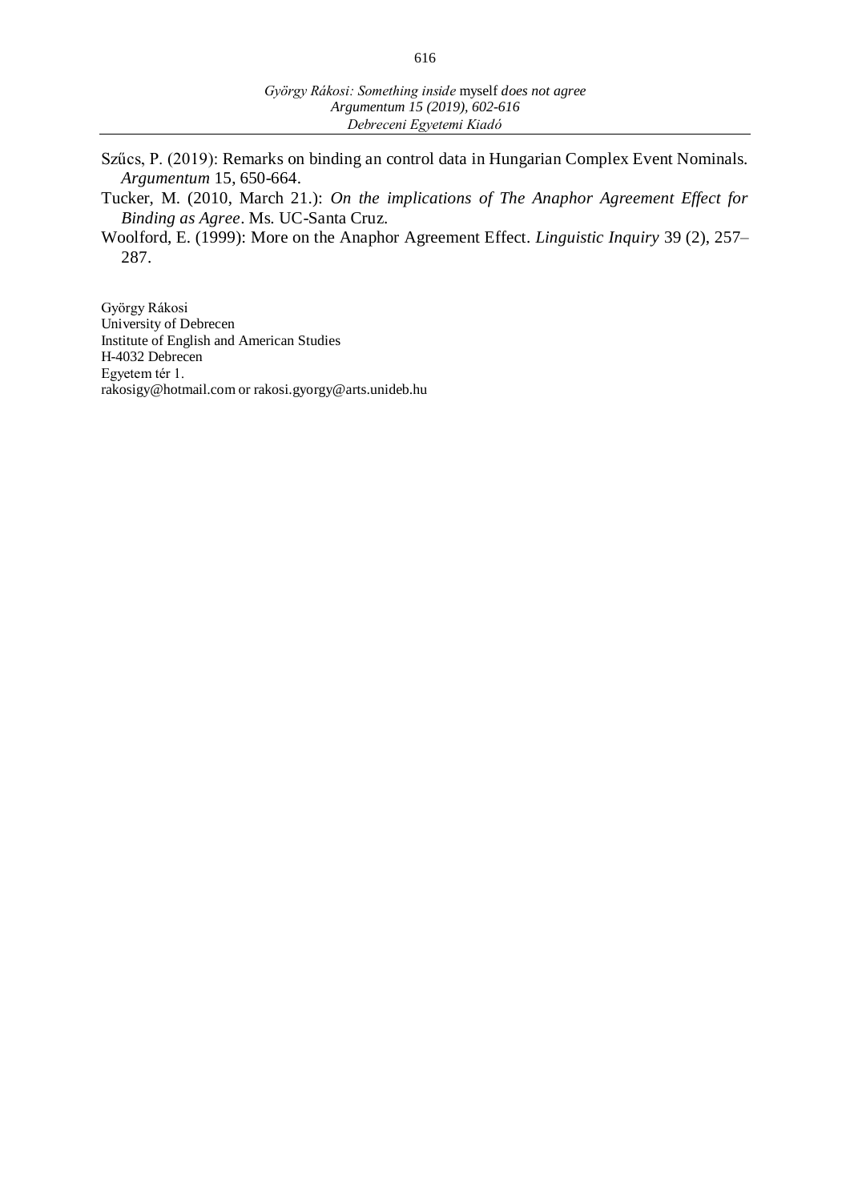Szűcs, P. (2019): Remarks on binding an control data in Hungarian Complex Event Nominals. *Argumentum* 15, 650-664.

Tucker, M. (2010, March 21.): *On the implications of The Anaphor Agreement Effect for Binding as Agree*. Ms. UC-Santa Cruz.

Woolford, E. (1999): More on the Anaphor Agreement Effect. *Linguistic Inquiry* 39 (2), 257–287.

György Rákosi
University of Debrecen
Institute of English and American Studies
H-4032 Debrecen
Egyetem tér 1.
rakosigy@hotmail.com or rakosi.gyorgy@arts.unideb.hu